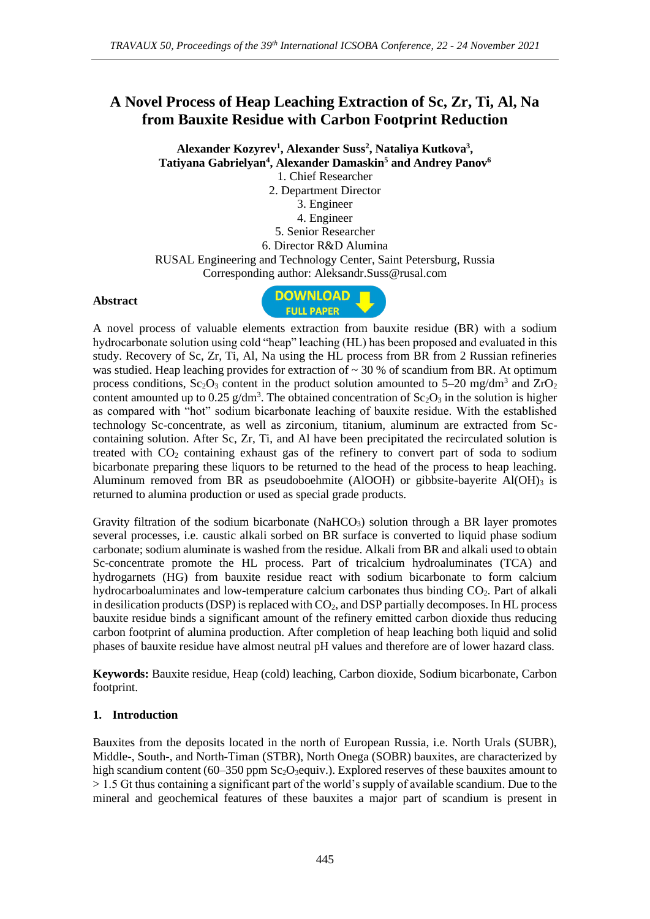# A Novel Process of Heap Leaching Extraction of Sc, Zr, Ti, Al, Na from Bauxite Residue with Carbon Footprint Reduction

**Alexander Kozyrev[1], Alexander Suss[2], Nataliya Kutkova[3], Tatiyana Gabrielyan[4], Alexander Damaskin[5] and Andrey Panov[6]**

1. Chief Researcher
2. Department Director
3. Engineer
4. Engineer
5. Senior Researcher
6. Director R&D Alumina

RUSAL Engineering and Technology Center, Saint Petersburg, Russia

Corresponding author: Aleksandr.Suss@rusal.com

**Abstract**

DOWNLOAD FULL PAPER

A novel process of valuable elements extraction from bauxite residue (BR) with a sodium hydrocarbonate solution using cold "heap" leaching (HL) has been proposed and evaluated in this study. Recovery of Sc, Zr, Ti, Al, Na using the HL process from BR from 2 Russian refineries was studied. Heap leaching provides for extraction of ~ 30 % of scandium from BR. At optimum process conditions, $Sc_2O_3$ content in the product solution amounted to 5–20 mg/dm$^3$ and $ZrO_2$ content amounted up to 0.25 g/dm$^3$. The obtained concentration of $Sc_2O_3$ in the solution is higher as compared with "hot" sodium bicarbonate leaching of bauxite residue. With the established technology Sc-concentrate, as well as zirconium, titanium, aluminum are extracted from Sc-containing solution. After Sc, Zr, Ti, and Al have been precipitated the recirculated solution is treated with $CO_2$ containing exhaust gas of the refinery to convert part of soda to sodium bicarbonate preparing these liquors to be returned to the head of the process to heap leaching. Aluminum removed from BR as pseudoboehmite (AlOOH) or gibbsite-bayerite $Al(OH)_3$ is returned to alumina production or used as special grade products.

Gravity filtration of the sodium bicarbonate ($NaHCO_3$) solution through a BR layer promotes several processes, i.e. caustic alkali sorbed on BR surface is converted to liquid phase sodium carbonate; sodium aluminate is washed from the residue. Alkali from BR and alkali used to obtain Sc-concentrate promote the HL process. Part of tricalcium hydroaluminates (TCA) and hydrogarnets (HG) from bauxite residue react with sodium bicarbonate to form calcium hydrocarboaluminates and low-temperature calcium carbonates thus binding $CO_2$. Part of alkali in desilication products (DSP) is replaced with $CO_2$, and DSP partially decomposes. In HL process bauxite residue binds a significant amount of the refinery emitted carbon dioxide thus reducing carbon footprint of alumina production. After completion of heap leaching both liquid and solid phases of bauxite residue have almost neutral pH values and therefore are of lower hazard class.

**Keywords:** Bauxite residue, Heap (cold) leaching, Carbon dioxide, Sodium bicarbonate, Carbon footprint.

## 1. Introduction

Bauxites from the deposits located in the north of European Russia, i.e. North Urals (SUBR), Middle-, South-, and North-Timan (STBR), North Onega (SOBR) bauxites, are characterized by high scandium content (60–350 ppm $Sc_2O_3$equiv.). Explored reserves of these bauxites amount to > 1.5 Gt thus containing a significant part of the world's supply of available scandium. Due to the mineral and geochemical features of these bauxites a major part of scandium is present in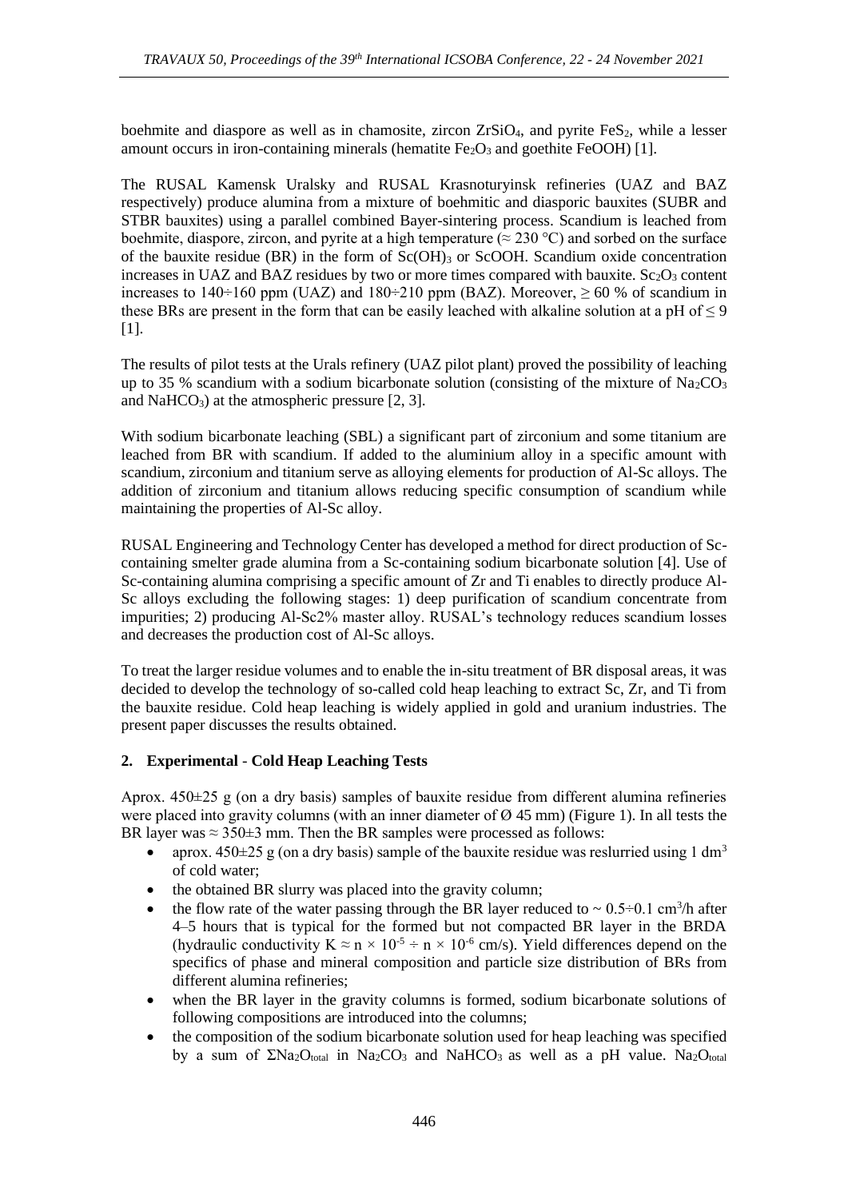boehmite and diaspore as well as in chamosite, zircon $ZrSiO_4$, and pyrite $FeS_2$, while a lesser amount occurs in iron-containing minerals (hematite $Fe_2O_3$ and goethite FeOOH) [1].

The RUSAL Kamensk Uralsky and RUSAL Krasnoturyinsk refineries (UAZ and BAZ respectively) produce alumina from a mixture of boehmitic and diasporic bauxites (SUBR and STBR bauxites) using a parallel combined Bayer-sintering process. Scandium is leached from boehmite, diaspore, zircon, and pyrite at a high temperature ($\approx 230$ °C) and sorbed on the surface of the bauxite residue (BR) in the form of $Sc(OH)_3$ or ScOOH. Scandium oxide concentration increases in UAZ and BAZ residues by two or more times compared with bauxite. $Sc_2O_3$ content increases to 140÷160 ppm (UAZ) and 180÷210 ppm (BAZ). Moreover, $\geq 60$ % of scandium in these BRs are present in the form that can be easily leached with alkaline solution at a pH of $\leq 9$ [1].

The results of pilot tests at the Urals refinery (UAZ pilot plant) proved the possibility of leaching up to 35 % scandium with a sodium bicarbonate solution (consisting of the mixture of $Na_2CO_3$ and $NaHCO_3$) at the atmospheric pressure [2, 3].

With sodium bicarbonate leaching (SBL) a significant part of zirconium and some titanium are leached from BR with scandium. If added to the aluminium alloy in a specific amount with scandium, zirconium and titanium serve as alloying elements for production of Al-Sc alloys. The addition of zirconium and titanium allows reducing specific consumption of scandium while maintaining the properties of Al-Sc alloy.

RUSAL Engineering and Technology Center has developed a method for direct production of Sc-containing smelter grade alumina from a Sc-containing sodium bicarbonate solution [4]. Use of Sc-containing alumina comprising a specific amount of Zr and Ti enables to directly produce Al-Sc alloys excluding the following stages: 1) deep purification of scandium concentrate from impurities; 2) producing Al-Sc2% master alloy. RUSAL's technology reduces scandium losses and decreases the production cost of Al-Sc alloys.

To treat the larger residue volumes and to enable the in-situ treatment of BR disposal areas, it was decided to develop the technology of so-called cold heap leaching to extract Sc, Zr, and Ti from the bauxite residue. Cold heap leaching is widely applied in gold and uranium industries. The present paper discusses the results obtained.

## 2. Experimental - Cold Heap Leaching Tests

Aprox. 450±25 g (on a dry basis) samples of bauxite residue from different alumina refineries were placed into gravity columns (with an inner diameter of Ø 45 mm) (Figure 1). In all tests the BR layer was $\approx 350\pm3$ mm. Then the BR samples were processed as follows:

- aprox. 450±25 g (on a dry basis) sample of the bauxite residue was reslurried using 1 $dm^3$ of cold water;
- the obtained BR slurry was placed into the gravity column;
- the flow rate of the water passing through the BR layer reduced to ~ 0.5÷0.1 $cm^3$/h after 4–5 hours that is typical for the formed but not compacted BR layer in the BRDA (hydraulic conductivity $K \approx n \times 10^{-5} \div n \times 10^{-6}$ cm/s). Yield differences depend on the specifics of phase and mineral composition and particle size distribution of BRs from different alumina refineries;
- when the BR layer in the gravity columns is formed, sodium bicarbonate solutions of following compositions are introduced into the columns;
- the composition of the sodium bicarbonate solution used for heap leaching was specified by a sum of $\Sigma Na_2O_{total}$ in $Na_2CO_3$ and $NaHCO_3$ as well as a pH value. $Na_2O_{total}$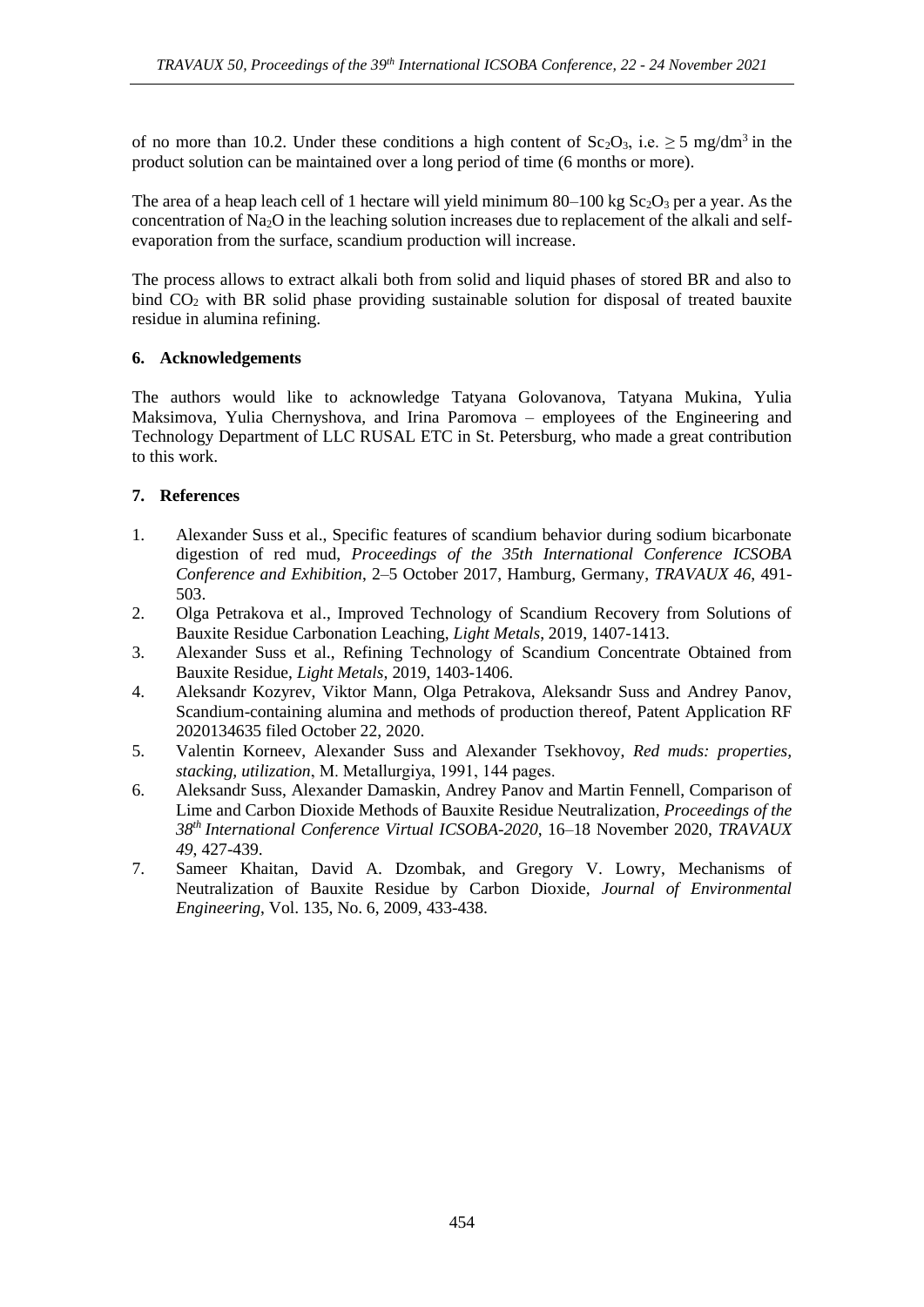of no more than 10.2. Under these conditions a high content of $Sc_2O_3$, i.e. $\geq 5$ mg/dm$^3$ in the product solution can be maintained over a long period of time (6 months or more).

The area of a heap leach cell of 1 hectare will yield minimum 80–100 kg $Sc_2O_3$ per a year. As the concentration of $Na_2O$ in the leaching solution increases due to replacement of the alkali and self-evaporation from the surface, scandium production will increase.

The process allows to extract alkali both from solid and liquid phases of stored BR and also to bind $CO_2$ with BR solid phase providing sustainable solution for disposal of treated bauxite residue in alumina refining.

## 6. Acknowledgements

The authors would like to acknowledge Tatyana Golovanova, Tatyana Mukina, Yulia Maksimova, Yulia Chernyshova, and Irina Paromova – employees of the Engineering and Technology Department of LLC RUSAL ETC in St. Petersburg, who made a great contribution to this work.

## 7. References

1. Alexander Suss et al., Specific features of scandium behavior during sodium bicarbonate digestion of red mud, *Proceedings of the 35th International Conference ICSOBA Conference and Exhibition*, 2–5 October 2017, Hamburg, Germany, *TRAVAUX 46*, 491-503.
2. Olga Petrakova et al., Improved Technology of Scandium Recovery from Solutions of Bauxite Residue Carbonation Leaching, *Light Metals*, 2019, 1407-1413.
3. Alexander Suss et al., Refining Technology of Scandium Concentrate Obtained from Bauxite Residue, *Light Metals*, 2019, 1403-1406.
4. Aleksandr Kozyrev, Viktor Mann, Olga Petrakova, Aleksandr Suss and Andrey Panov, Scandium-containing alumina and methods of production thereof, Patent Application RF 2020134635 filed October 22, 2020.
5. Valentin Korneev, Alexander Suss and Alexander Tsekhovoy, *Red muds: properties, stacking, utilization*, M. Metallurgiya, 1991, 144 pages.
6. Aleksandr Suss, Alexander Damaskin, Andrey Panov and Martin Fennell, Comparison of Lime and Carbon Dioxide Methods of Bauxite Residue Neutralization, *Proceedings of the 38th International Conference Virtual ICSOBA-2020*, 16–18 November 2020, *TRAVAUX 49*, 427-439.
7. Sameer Khaitan, David A. Dzombak, and Gregory V. Lowry, Mechanisms of Neutralization of Bauxite Residue by Carbon Dioxide, *Journal of Environmental Engineering*, Vol. 135, No. 6, 2009, 433-438.